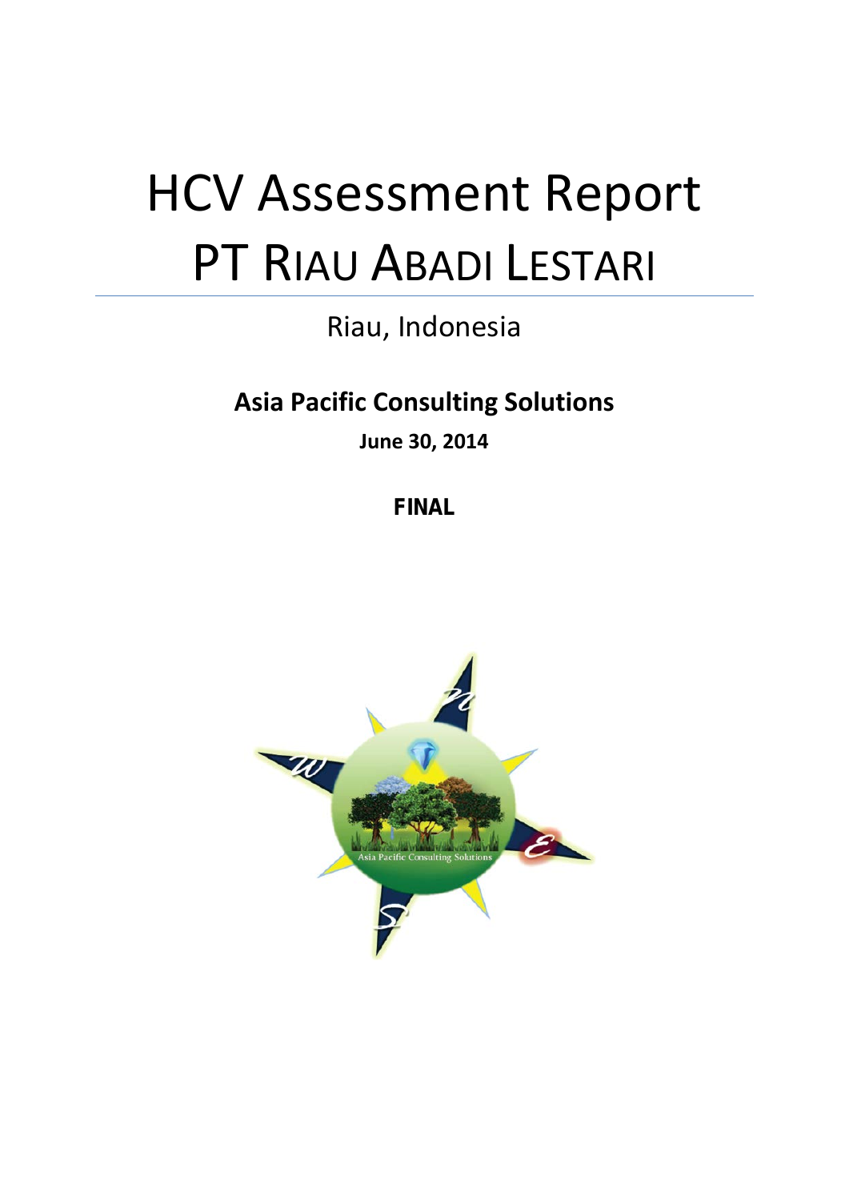# HCV Assessment Report
# PT RIAU ABADI LESTARI

Riau, Indonesia

**Asia Pacific Consulting Solutions**

**June 30, 2014**

**FINAL**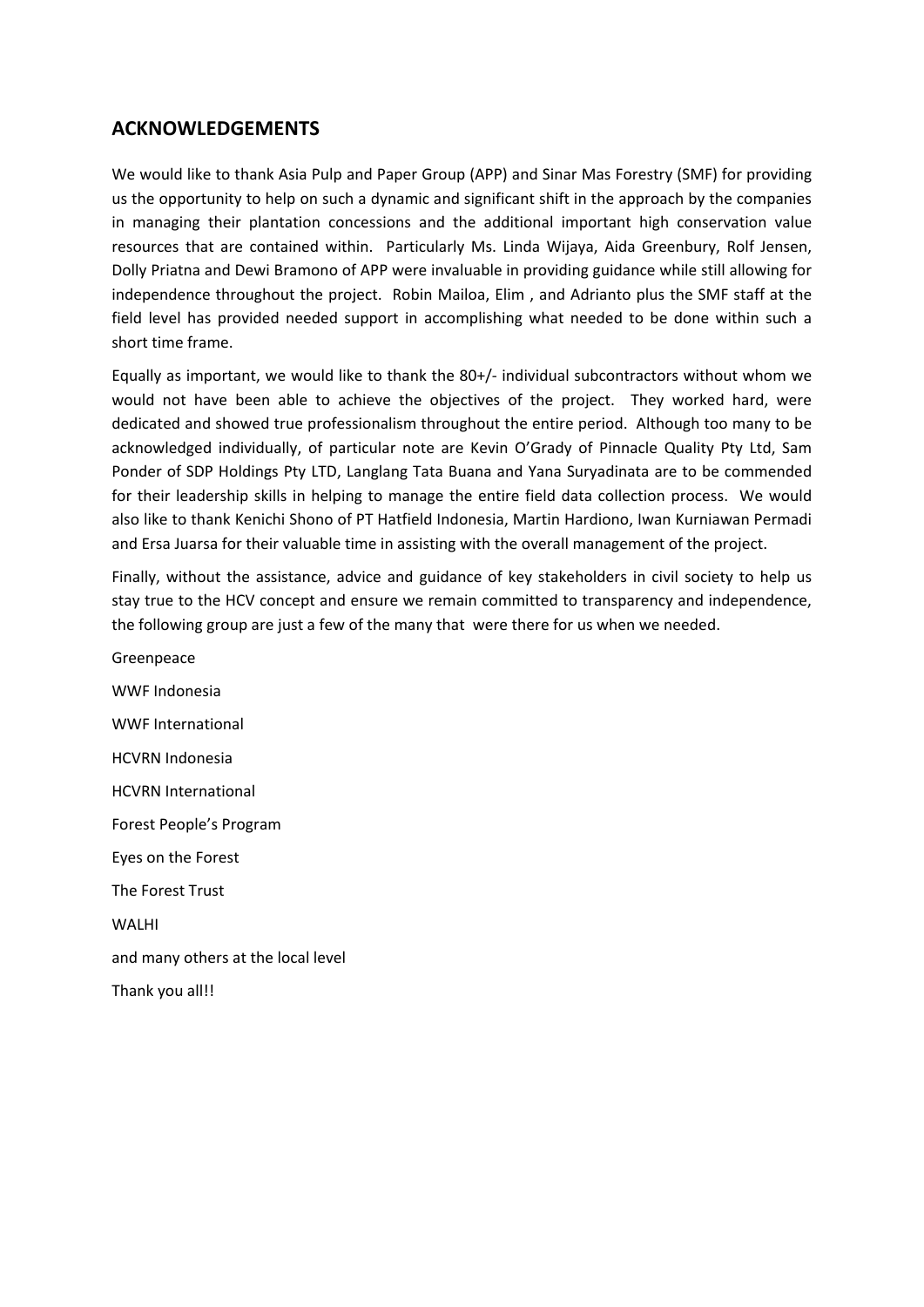## ACKNOWLEDGEMENTS

We would like to thank Asia Pulp and Paper Group (APP) and Sinar Mas Forestry (SMF) for providing us the opportunity to help on such a dynamic and significant shift in the approach by the companies in managing their plantation concessions and the additional important high conservation value resources that are contained within. Particularly Ms. Linda Wijaya, Aida Greenbury, Rolf Jensen, Dolly Priatna and Dewi Bramono of APP were invaluable in providing guidance while still allowing for independence throughout the project. Robin Mailoa, Elim , and Adrianto plus the SMF staff at the field level has provided needed support in accomplishing what needed to be done within such a short time frame.

Equally as important, we would like to thank the 80+/- individual subcontractors without whom we would not have been able to achieve the objectives of the project. They worked hard, were dedicated and showed true professionalism throughout the entire period. Although too many to be acknowledged individually, of particular note are Kevin O'Grady of Pinnacle Quality Pty Ltd, Sam Ponder of SDP Holdings Pty LTD, Langlang Tata Buana and Yana Suryadinata are to be commended for their leadership skills in helping to manage the entire field data collection process. We would also like to thank Kenichi Shono of PT Hatfield Indonesia, Martin Hardiono, Iwan Kurniawan Permadi and Ersa Juarsa for their valuable time in assisting with the overall management of the project.

Finally, without the assistance, advice and guidance of key stakeholders in civil society to help us stay true to the HCV concept and ensure we remain committed to transparency and independence, the following group are just a few of the many that were there for us when we needed.

Greenpeace

WWF Indonesia

WWF International

HCVRN Indonesia

HCVRN International

Forest People's Program

Eyes on the Forest

The Forest Trust

WALHI

and many others at the local level

Thank you all!!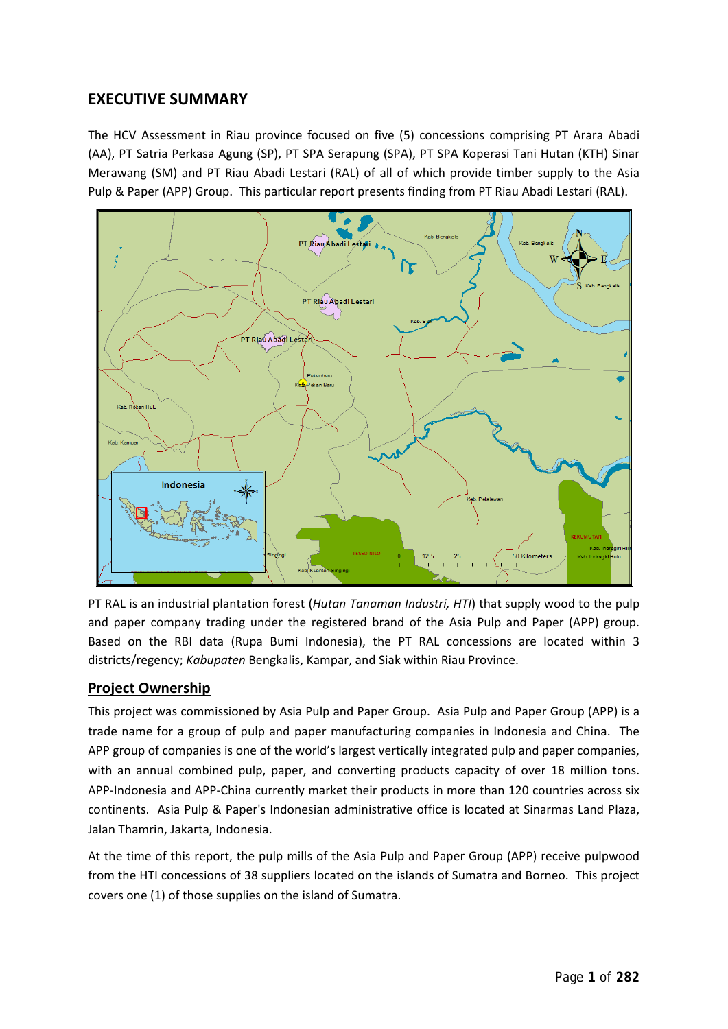# EXECUTIVE SUMMARY

The HCV Assessment in Riau province focused on five (5) concessions comprising PT Arara Abadi (AA), PT Satria Perkasa Agung (SP), PT SPA Serapung (SPA), PT SPA Koperasi Tani Hutan (KTH) Sinar Merawang (SM) and PT Riau Abadi Lestari (RAL) of all of which provide timber supply to the Asia Pulp & Paper (APP) Group. This particular report presents finding from PT Riau Abadi Lestari (RAL).

PT RAL is an industrial plantation forest (*Hutan Tanaman Industri, HTI*) that supply wood to the pulp and paper company trading under the registered brand of the Asia Pulp and Paper (APP) group. Based on the RBI data (Rupa Bumi Indonesia), the PT RAL concessions are located within 3 districts/regency; *Kabupaten* Bengkalis, Kampar, and Siak within Riau Province.

## Project Ownership

This project was commissioned by Asia Pulp and Paper Group. Asia Pulp and Paper Group (APP) is a trade name for a group of pulp and paper manufacturing companies in Indonesia and China. The APP group of companies is one of the world's largest vertically integrated pulp and paper companies, with an annual combined pulp, paper, and converting products capacity of over 18 million tons. APP-Indonesia and APP-China currently market their products in more than 120 countries across six continents. Asia Pulp & Paper's Indonesian administrative office is located at Sinarmas Land Plaza, Jalan Thamrin, Jakarta, Indonesia.

At the time of this report, the pulp mills of the Asia Pulp and Paper Group (APP) receive pulpwood from the HTI concessions of 38 suppliers located on the islands of Sumatra and Borneo. This project covers one (1) of those supplies on the island of Sumatra.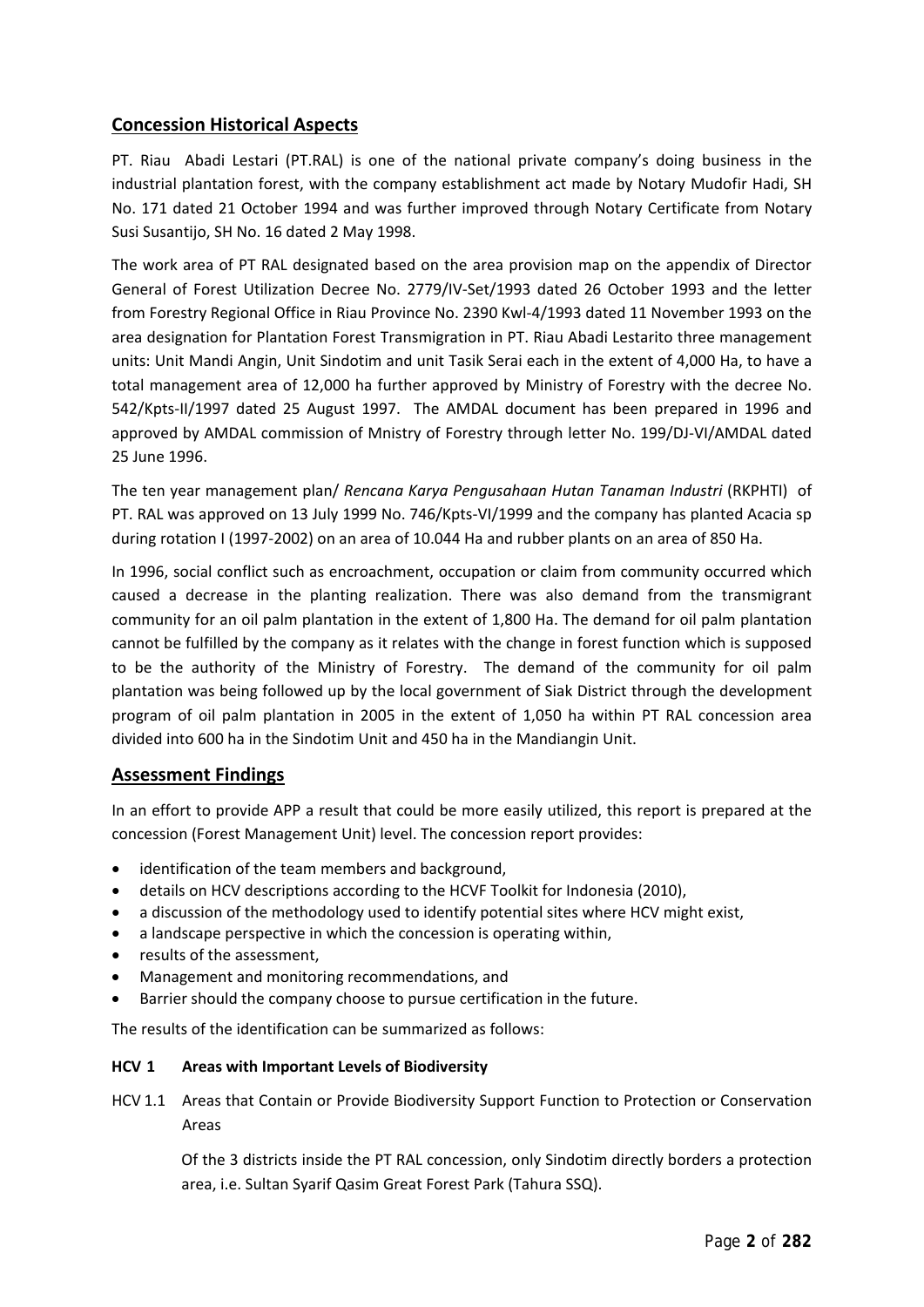## Concession Historical Aspects

PT. Riau Abadi Lestari (PT.RAL) is one of the national private company's doing business in the industrial plantation forest, with the company establishment act made by Notary Mudofir Hadi, SH No. 171 dated 21 October 1994 and was further improved through Notary Certificate from Notary Susi Susantijo, SH No. 16 dated 2 May 1998.

The work area of PT RAL designated based on the area provision map on the appendix of Director General of Forest Utilization Decree No. 2779/IV-Set/1993 dated 26 October 1993 and the letter from Forestry Regional Office in Riau Province No. 2390 Kwl-4/1993 dated 11 November 1993 on the area designation for Plantation Forest Transmigration in PT. Riau Abadi Lestarito three management units: Unit Mandi Angin, Unit Sindotim and unit Tasik Serai each in the extent of 4,000 Ha, to have a total management area of 12,000 ha further approved by Ministry of Forestry with the decree No. 542/Kpts-II/1997 dated 25 August 1997. The AMDAL document has been prepared in 1996 and approved by AMDAL commission of Mnistry of Forestry through letter No. 199/DJ-VI/AMDAL dated 25 June 1996.

The ten year management plan/ *Rencana Karya Pengusahaan Hutan Tanaman Industri* (RKPHTI) of PT. RAL was approved on 13 July 1999 No. 746/Kpts-VI/1999 and the company has planted Acacia sp during rotation I (1997-2002) on an area of 10.044 Ha and rubber plants on an area of 850 Ha.

In 1996, social conflict such as encroachment, occupation or claim from community occurred which caused a decrease in the planting realization. There was also demand from the transmigrant community for an oil palm plantation in the extent of 1,800 Ha. The demand for oil palm plantation cannot be fulfilled by the company as it relates with the change in forest function which is supposed to be the authority of the Ministry of Forestry. The demand of the community for oil palm plantation was being followed up by the local government of Siak District through the development program of oil palm plantation in 2005 in the extent of 1,050 ha within PT RAL concession area divided into 600 ha in the Sindotim Unit and 450 ha in the Mandiangin Unit.

## Assessment Findings

In an effort to provide APP a result that could be more easily utilized, this report is prepared at the concession (Forest Management Unit) level. The concession report provides:

- identification of the team members and background,
- details on HCV descriptions according to the HCVF Toolkit for Indonesia (2010),
- a discussion of the methodology used to identify potential sites where HCV might exist,
- a landscape perspective in which the concession is operating within,
- results of the assessment,
- Management and monitoring recommendations, and
- Barrier should the company choose to pursue certification in the future.

The results of the identification can be summarized as follows:

**HCV 1 Areas with Important Levels of Biodiversity**

HCV 1.1 Areas that Contain or Provide Biodiversity Support Function to Protection or Conservation Areas

Of the 3 districts inside the PT RAL concession, only Sindotim directly borders a protection area, i.e. Sultan Syarif Qasim Great Forest Park (Tahura SSQ).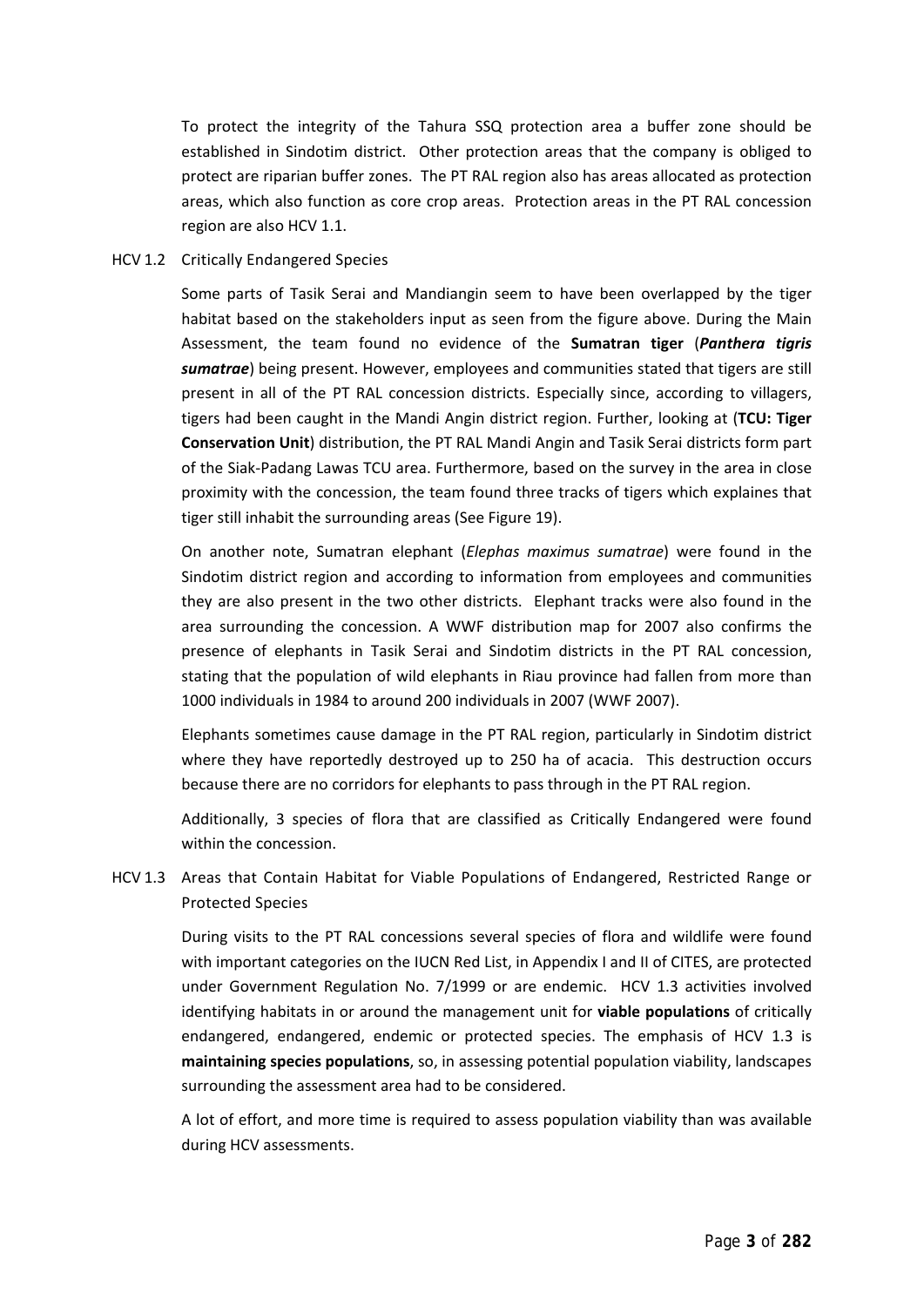To protect the integrity of the Tahura SSQ protection area a buffer zone should be established in Sindotim district. Other protection areas that the company is obliged to protect are riparian buffer zones. The PT RAL region also has areas allocated as protection areas, which also function as core crop areas. Protection areas in the PT RAL concession region are also HCV 1.1.

HCV 1.2 Critically Endangered Species

Some parts of Tasik Serai and Mandiangin seem to have been overlapped by the tiger habitat based on the stakeholders input as seen from the figure above. During the Main Assessment, the team found no evidence of the **Sumatran tiger** (***Panthera tigris sumatrae***) being present. However, employees and communities stated that tigers are still present in all of the PT RAL concession districts. Especially since, according to villagers, tigers had been caught in the Mandi Angin district region. Further, looking at (**TCU: Tiger Conservation Unit**) distribution, the PT RAL Mandi Angin and Tasik Serai districts form part of the Siak-Padang Lawas TCU area. Furthermore, based on the survey in the area in close proximity with the concession, the team found three tracks of tigers which explaines that tiger still inhabit the surrounding areas (See Figure 19).

On another note, Sumatran elephant (*Elephas maximus sumatrae*) were found in the Sindotim district region and according to information from employees and communities they are also present in the two other districts. Elephant tracks were also found in the area surrounding the concession. A WWF distribution map for 2007 also confirms the presence of elephants in Tasik Serai and Sindotim districts in the PT RAL concession, stating that the population of wild elephants in Riau province had fallen from more than 1000 individuals in 1984 to around 200 individuals in 2007 (WWF 2007).

Elephants sometimes cause damage in the PT RAL region, particularly in Sindotim district where they have reportedly destroyed up to 250 ha of acacia. This destruction occurs because there are no corridors for elephants to pass through in the PT RAL region.

Additionally, 3 species of flora that are classified as Critically Endangered were found within the concession.

HCV 1.3 Areas that Contain Habitat for Viable Populations of Endangered, Restricted Range or Protected Species

During visits to the PT RAL concessions several species of flora and wildlife were found with important categories on the IUCN Red List, in Appendix I and II of CITES, are protected under Government Regulation No. 7/1999 or are endemic. HCV 1.3 activities involved identifying habitats in or around the management unit for **viable populations** of critically endangered, endangered, endemic or protected species. The emphasis of HCV 1.3 is **maintaining species populations**, so, in assessing potential population viability, landscapes surrounding the assessment area had to be considered.

A lot of effort, and more time is required to assess population viability than was available during HCV assessments.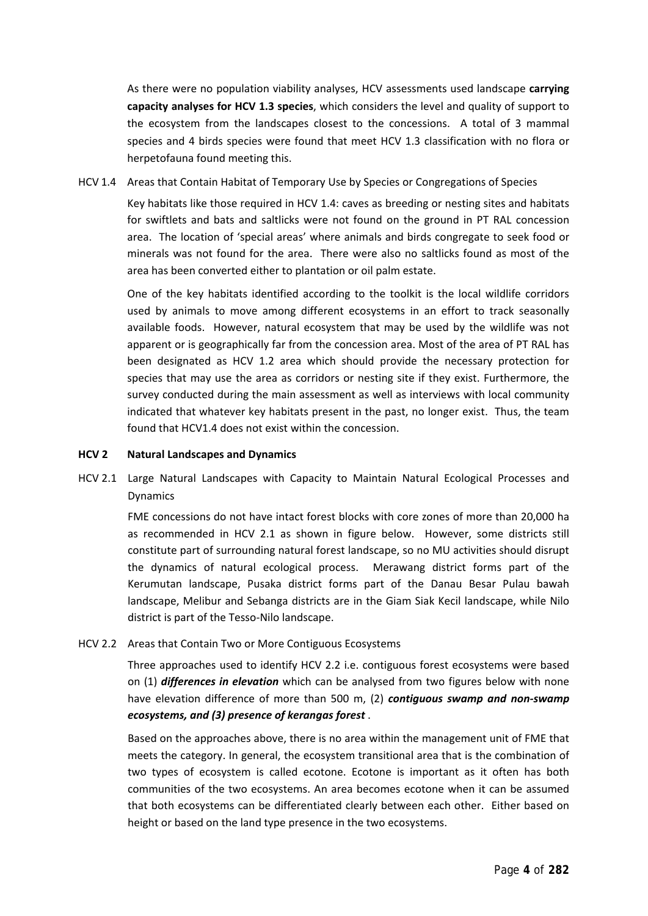As there were no population viability analyses, HCV assessments used landscape **carrying capacity analyses for HCV 1.3 species**, which considers the level and quality of support to the ecosystem from the landscapes closest to the concessions. A total of 3 mammal species and 4 birds species were found that meet HCV 1.3 classification with no flora or herpetofauna found meeting this.

HCV 1.4 Areas that Contain Habitat of Temporary Use by Species or Congregations of Species

Key habitats like those required in HCV 1.4: caves as breeding or nesting sites and habitats for swiftlets and bats and saltlicks were not found on the ground in PT RAL concession area. The location of 'special areas' where animals and birds congregate to seek food or minerals was not found for the area. There were also no saltlicks found as most of the area has been converted either to plantation or oil palm estate.

One of the key habitats identified according to the toolkit is the local wildlife corridors used by animals to move among different ecosystems in an effort to track seasonally available foods. However, natural ecosystem that may be used by the wildlife was not apparent or is geographically far from the concession area. Most of the area of PT RAL has been designated as HCV 1.2 area which should provide the necessary protection for species that may use the area as corridors or nesting site if they exist. Furthermore, the survey conducted during the main assessment as well as interviews with local community indicated that whatever key habitats present in the past, no longer exist. Thus, the team found that HCV1.4 does not exist within the concession.

**HCV 2 Natural Landscapes and Dynamics**

HCV 2.1 Large Natural Landscapes with Capacity to Maintain Natural Ecological Processes and Dynamics

FME concessions do not have intact forest blocks with core zones of more than 20,000 ha as recommended in HCV 2.1 as shown in figure below. However, some districts still constitute part of surrounding natural forest landscape, so no MU activities should disrupt the dynamics of natural ecological process. Merawang district forms part of the Kerumutan landscape, Pusaka district forms part of the Danau Besar Pulau bawah landscape, Melibur and Sebanga districts are in the Giam Siak Kecil landscape, while Nilo district is part of the Tesso-Nilo landscape.

HCV 2.2 Areas that Contain Two or More Contiguous Ecosystems

Three approaches used to identify HCV 2.2 i.e. contiguous forest ecosystems were based on (1) ***differences in elevation*** which can be analysed from two figures below with none have elevation difference of more than 500 m, (2) ***contiguous swamp and non-swamp ecosystems, and (3) presence of kerangas forest*** .

Based on the approaches above, there is no area within the management unit of FME that meets the category. In general, the ecosystem transitional area that is the combination of two types of ecosystem is called ecotone. Ecotone is important as it often has both communities of the two ecosystems. An area becomes ecotone when it can be assumed that both ecosystems can be differentiated clearly between each other. Either based on height or based on the land type presence in the two ecosystems.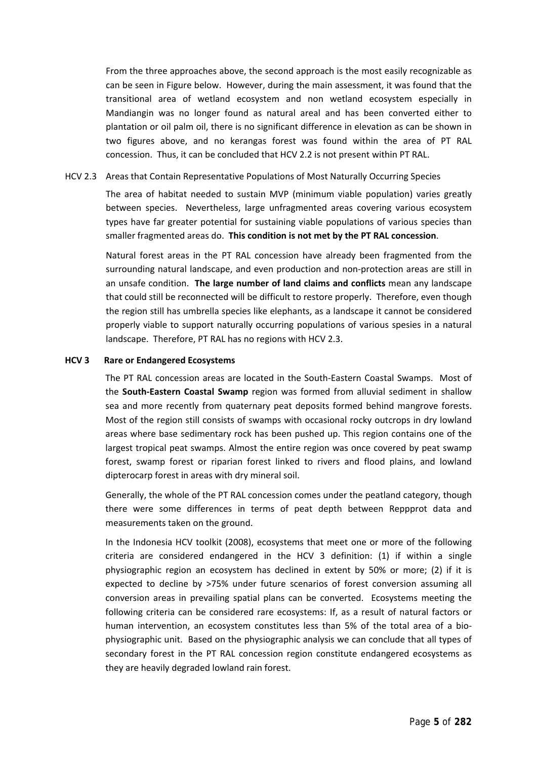From the three approaches above, the second approach is the most easily recognizable as can be seen in Figure below. However, during the main assessment, it was found that the transitional area of wetland ecosystem and non wetland ecosystem especially in Mandiangin was no longer found as natural areal and has been converted either to plantation or oil palm oil, there is no significant difference in elevation as can be shown in two figures above, and no kerangas forest was found within the area of PT RAL concession. Thus, it can be concluded that HCV 2.2 is not present within PT RAL.

### HCV 2.3 Areas that Contain Representative Populations of Most Naturally Occurring Species

The area of habitat needed to sustain MVP (minimum viable population) varies greatly between species. Nevertheless, large unfragmented areas covering various ecosystem types have far greater potential for sustaining viable populations of various species than smaller fragmented areas do. **This condition is not met by the PT RAL concession**.

Natural forest areas in the PT RAL concession have already been fragmented from the surrounding natural landscape, and even production and non-protection areas are still in an unsafe condition. **The large number of land claims and conflicts** mean any landscape that could still be reconnected will be difficult to restore properly. Therefore, even though the region still has umbrella species like elephants, as a landscape it cannot be considered properly viable to support naturally occurring populations of various spesies in a natural landscape. Therefore, PT RAL has no regions with HCV 2.3.

## HCV 3 Rare or Endangered Ecosystems

The PT RAL concession areas are located in the South-Eastern Coastal Swamps. Most of the **South-Eastern Coastal Swamp** region was formed from alluvial sediment in shallow sea and more recently from quaternary peat deposits formed behind mangrove forests. Most of the region still consists of swamps with occasional rocky outcrops in dry lowland areas where base sedimentary rock has been pushed up. This region contains one of the largest tropical peat swamps. Almost the entire region was once covered by peat swamp forest, swamp forest or riparian forest linked to rivers and flood plains, and lowland dipterocarp forest in areas with dry mineral soil.

Generally, the whole of the PT RAL concession comes under the peatland category, though there were some differences in terms of peat depth between Reppprot data and measurements taken on the ground.

In the Indonesia HCV toolkit (2008), ecosystems that meet one or more of the following criteria are considered endangered in the HCV 3 definition: (1) if within a single physiographic region an ecosystem has declined in extent by 50% or more; (2) if it is expected to decline by >75% under future scenarios of forest conversion assuming all conversion areas in prevailing spatial plans can be converted. Ecosystems meeting the following criteria can be considered rare ecosystems: If, as a result of natural factors or human intervention, an ecosystem constitutes less than 5% of the total area of a bio-physiographic unit. Based on the physiographic analysis we can conclude that all types of secondary forest in the PT RAL concession region constitute endangered ecosystems as they are heavily degraded lowland rain forest.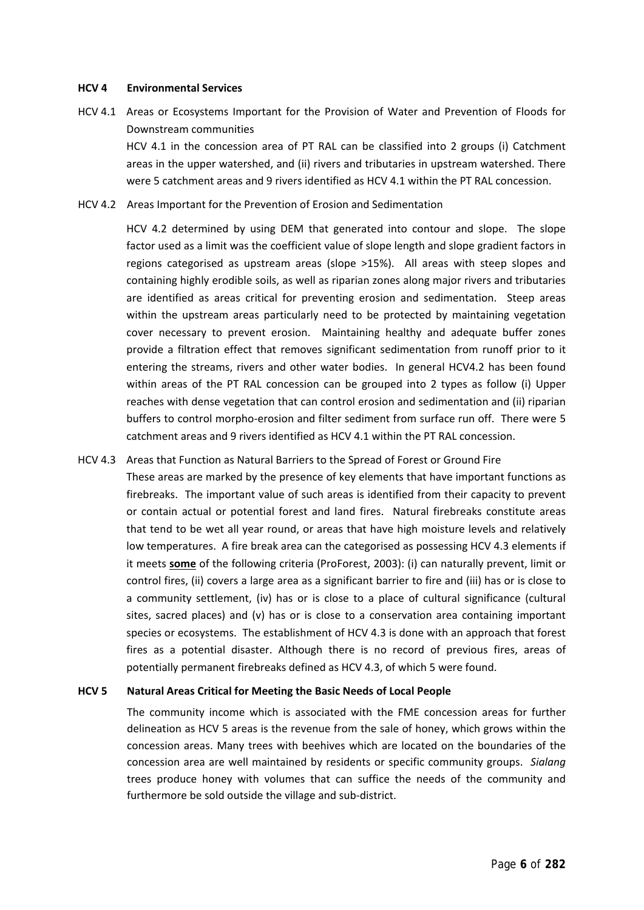**HCV 4 Environmental Services**

HCV 4.1 Areas or Ecosystems Important for the Provision of Water and Prevention of Floods for Downstream communities

HCV 4.1 in the concession area of PT RAL can be classified into 2 groups (i) Catchment areas in the upper watershed, and (ii) rivers and tributaries in upstream watershed. There were 5 catchment areas and 9 rivers identified as HCV 4.1 within the PT RAL concession.

HCV 4.2 Areas Important for the Prevention of Erosion and Sedimentation

HCV 4.2 determined by using DEM that generated into contour and slope. The slope factor used as a limit was the coefficient value of slope length and slope gradient factors in regions categorised as upstream areas (slope >15%). All areas with steep slopes and containing highly erodible soils, as well as riparian zones along major rivers and tributaries are identified as areas critical for preventing erosion and sedimentation. Steep areas within the upstream areas particularly need to be protected by maintaining vegetation cover necessary to prevent erosion. Maintaining healthy and adequate buffer zones provide a filtration effect that removes significant sedimentation from runoff prior to it entering the streams, rivers and other water bodies. In general HCV4.2 has been found within areas of the PT RAL concession can be grouped into 2 types as follow (i) Upper reaches with dense vegetation that can control erosion and sedimentation and (ii) riparian buffers to control morpho-erosion and filter sediment from surface run off. There were 5 catchment areas and 9 rivers identified as HCV 4.1 within the PT RAL concession.

HCV 4.3 Areas that Function as Natural Barriers to the Spread of Forest or Ground Fire

These areas are marked by the presence of key elements that have important functions as firebreaks. The important value of such areas is identified from their capacity to prevent or contain actual or potential forest and land fires. Natural firebreaks constitute areas that tend to be wet all year round, or areas that have high moisture levels and relatively low temperatures. A fire break area can the categorised as possessing HCV 4.3 elements if it meets **some** of the following criteria (ProForest, 2003): (i) can naturally prevent, limit or control fires, (ii) covers a large area as a significant barrier to fire and (iii) has or is close to a community settlement, (iv) has or is close to a place of cultural significance (cultural sites, sacred places) and (v) has or is close to a conservation area containing important species or ecosystems. The establishment of HCV 4.3 is done with an approach that forest fires as a potential disaster. Although there is no record of previous fires, areas of potentially permanent firebreaks defined as HCV 4.3, of which 5 were found.

**HCV 5 Natural Areas Critical for Meeting the Basic Needs of Local People**

The community income which is associated with the FME concession areas for further delineation as HCV 5 areas is the revenue from the sale of honey, which grows within the concession areas. Many trees with beehives which are located on the boundaries of the concession area are well maintained by residents or specific community groups. *Sialang* trees produce honey with volumes that can suffice the needs of the community and furthermore be sold outside the village and sub-district.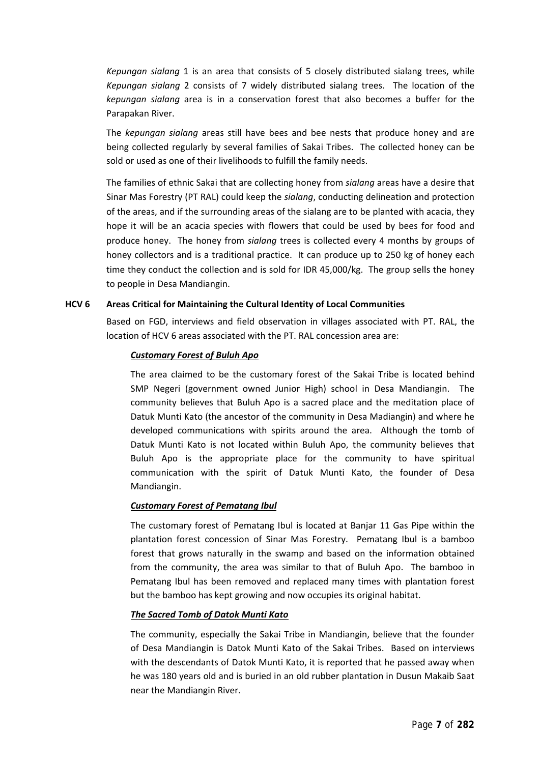*Kepungan sialang* 1 is an area that consists of 5 closely distributed sialang trees, while *Kepungan sialang* 2 consists of 7 widely distributed sialang trees. The location of the *kepungan sialang* area is in a conservation forest that also becomes a buffer for the Parapakan River.

The *kepungan sialang* areas still have bees and bee nests that produce honey and are being collected regularly by several families of Sakai Tribes. The collected honey can be sold or used as one of their livelihoods to fulfill the family needs.

The families of ethnic Sakai that are collecting honey from *sialang* areas have a desire that Sinar Mas Forestry (PT RAL) could keep the *sialang*, conducting delineation and protection of the areas, and if the surrounding areas of the sialang are to be planted with acacia, they hope it will be an acacia species with flowers that could be used by bees for food and produce honey. The honey from *sialang* trees is collected every 4 months by groups of honey collectors and is a traditional practice. It can produce up to 250 kg of honey each time they conduct the collection and is sold for IDR 45,000/kg. The group sells the honey to people in Desa Mandiangin.

## HCV 6 Areas Critical for Maintaining the Cultural Identity of Local Communities

Based on FGD, interviews and field observation in villages associated with PT. RAL, the location of HCV 6 areas associated with the PT. RAL concession area are:

### ***Customary Forest of Buluh Apo***

The area claimed to be the customary forest of the Sakai Tribe is located behind SMP Negeri (government owned Junior High) school in Desa Mandiangin. The community believes that Buluh Apo is a sacred place and the meditation place of Datuk Munti Kato (the ancestor of the community in Desa Madiangin) and where he developed communications with spirits around the area. Although the tomb of Datuk Munti Kato is not located within Buluh Apo, the community believes that Buluh Apo is the appropriate place for the community to have spiritual communication with the spirit of Datuk Munti Kato, the founder of Desa Mandiangin.

### ***Customary Forest of Pematang Ibul***

The customary forest of Pematang Ibul is located at Banjar 11 Gas Pipe within the plantation forest concession of Sinar Mas Forestry. Pematang Ibul is a bamboo forest that grows naturally in the swamp and based on the information obtained from the community, the area was similar to that of Buluh Apo. The bamboo in Pematang Ibul has been removed and replaced many times with plantation forest but the bamboo has kept growing and now occupies its original habitat.

### ***The Sacred Tomb of Datok Munti Kato***

The community, especially the Sakai Tribe in Mandiangin, believe that the founder of Desa Mandiangin is Datok Munti Kato of the Sakai Tribes. Based on interviews with the descendants of Datok Munti Kato, it is reported that he passed away when he was 180 years old and is buried in an old rubber plantation in Dusun Makaib Saat near the Mandiangin River.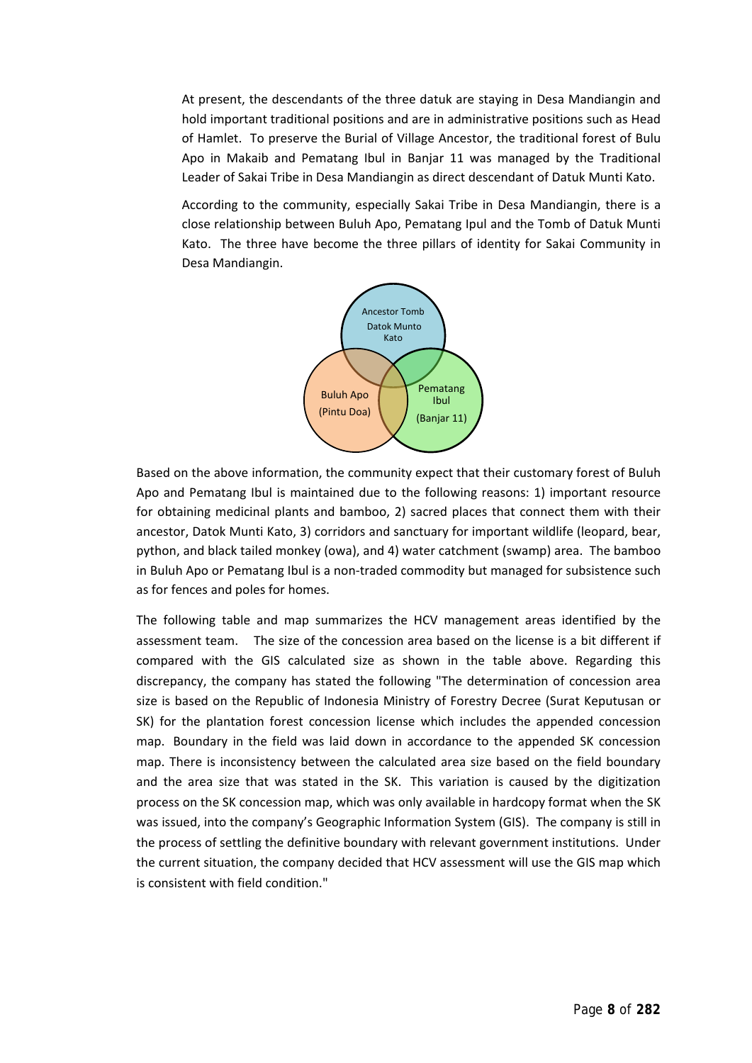At present, the descendants of the three datuk are staying in Desa Mandiangin and hold important traditional positions and are in administrative positions such as Head of Hamlet. To preserve the Burial of Village Ancestor, the traditional forest of Bulu Apo in Makaib and Pematang Ibul in Banjar 11 was managed by the Traditional Leader of Sakai Tribe in Desa Mandiangin as direct descendant of Datuk Munti Kato.

According to the community, especially Sakai Tribe in Desa Mandiangin, there is a close relationship between Buluh Apo, Pematang Ipul and the Tomb of Datuk Munti Kato. The three have become the three pillars of identity for Sakai Community in Desa Mandiangin.

Ancestor Tomb Datok Munto Kato

Buluh Apo (Pintu Doa)

Pematang Ibul (Banjar 11)

Based on the above information, the community expect that their customary forest of Buluh Apo and Pematang Ibul is maintained due to the following reasons: 1) important resource for obtaining medicinal plants and bamboo, 2) sacred places that connect them with their ancestor, Datok Munti Kato, 3) corridors and sanctuary for important wildlife (leopard, bear, python, and black tailed monkey (owa), and 4) water catchment (swamp) area. The bamboo in Buluh Apo or Pematang Ibul is a non-traded commodity but managed for subsistence such as for fences and poles for homes.

The following table and map summarizes the HCV management areas identified by the assessment team. The size of the concession area based on the license is a bit different if compared with the GIS calculated size as shown in the table above. Regarding this discrepancy, the company has stated the following "The determination of concession area size is based on the Republic of Indonesia Ministry of Forestry Decree (Surat Keputusan or SK) for the plantation forest concession license which includes the appended concession map. Boundary in the field was laid down in accordance to the appended SK concession map. There is inconsistency between the calculated area size based on the field boundary and the area size that was stated in the SK. This variation is caused by the digitization process on the SK concession map, which was only available in hardcopy format when the SK was issued, into the company's Geographic Information System (GIS). The company is still in the process of settling the definitive boundary with relevant government institutions. Under the current situation, the company decided that HCV assessment will use the GIS map which is consistent with field condition."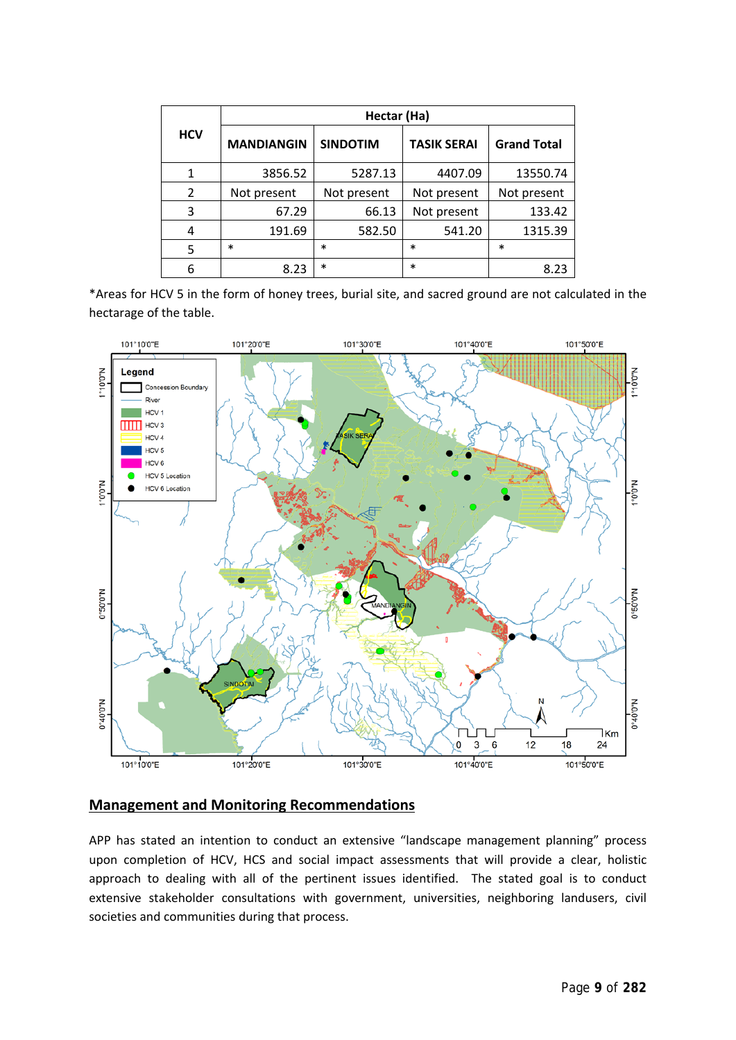| HCV | Hectar (Ha) | | | |
|---|---|---|---|---|
| | MANDIANGIN | SINDOTIM | TASIK SERAI | Grand Total |
| 1 | 3856.52 | 5287.13 | 4407.09 | 13550.74 |
| 2 | Not present | Not present | Not present | Not present |
| 3 | 67.29 | 66.13 | Not present | 133.42 |
| 4 | 191.69 | 582.50 | 541.20 | 1315.39 |
| 5 | * | * | * | * |
| 6 | 8.23 | * | * | 8.23 |

*Areas for HCV 5 in the form of honey trees, burial site, and sacred ground are not calculated in the hectarage of the table.

## Management and Monitoring Recommendations

APP has stated an intention to conduct an extensive "landscape management planning" process upon completion of HCV, HCS and social impact assessments that will provide a clear, holistic approach to dealing with all of the pertinent issues identified. The stated goal is to conduct extensive stakeholder consultations with government, universities, neighboring landusers, civil societies and communities during that process.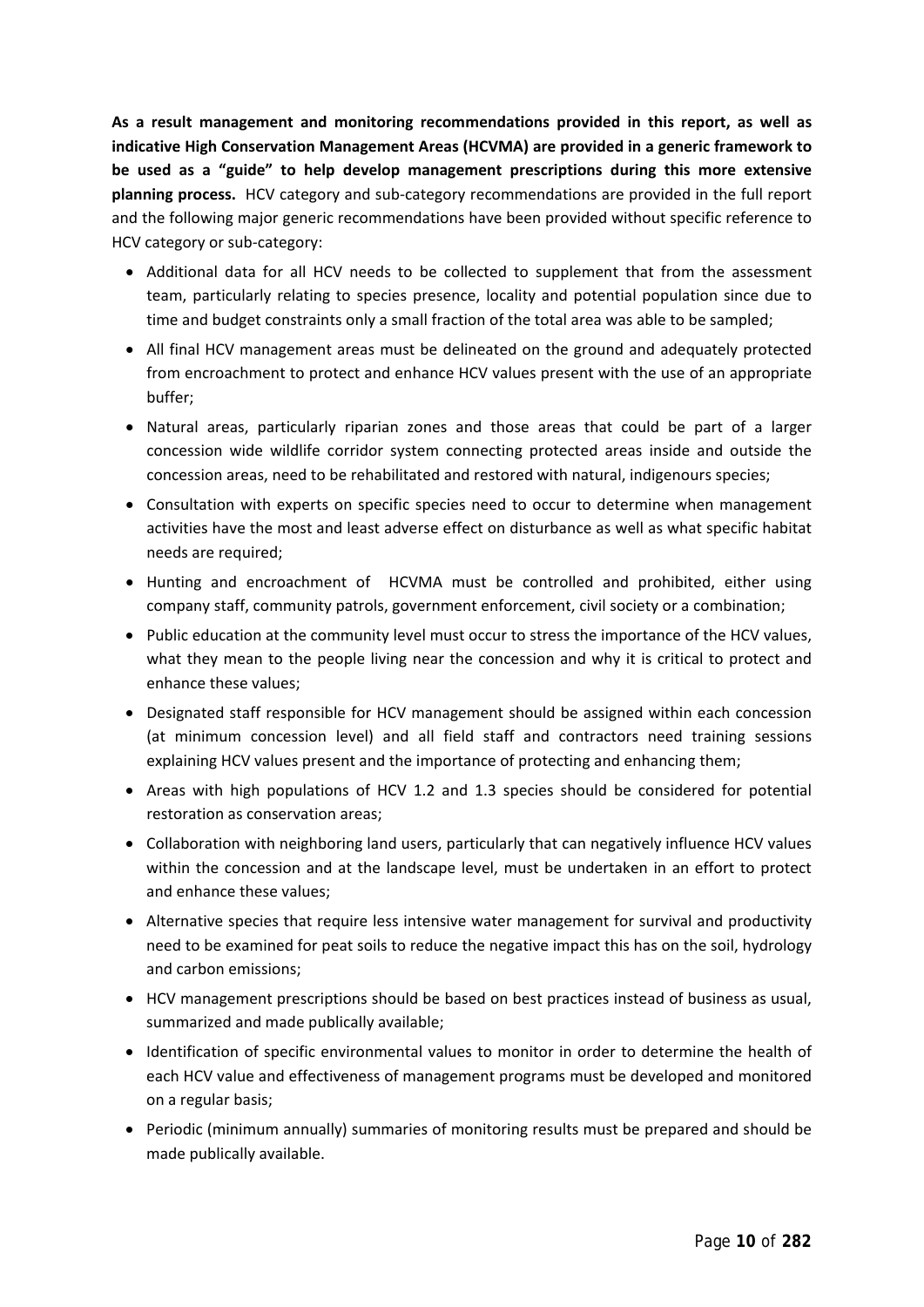**As a result management and monitoring recommendations provided in this report, as well as indicative High Conservation Management Areas (HCVMA) are provided in a generic framework to be used as a "guide" to help develop management prescriptions during this more extensive planning process.** HCV category and sub-category recommendations are provided in the full report and the following major generic recommendations have been provided without specific reference to HCV category or sub-category:

- Additional data for all HCV needs to be collected to supplement that from the assessment team, particularly relating to species presence, locality and potential population since due to time and budget constraints only a small fraction of the total area was able to be sampled;
- All final HCV management areas must be delineated on the ground and adequately protected from encroachment to protect and enhance HCV values present with the use of an appropriate buffer;
- Natural areas, particularly riparian zones and those areas that could be part of a larger concession wide wildlife corridor system connecting protected areas inside and outside the concession areas, need to be rehabilitated and restored with natural, indigenours species;
- Consultation with experts on specific species need to occur to determine when management activities have the most and least adverse effect on disturbance as well as what specific habitat needs are required;
- Hunting and encroachment of HCVMA must be controlled and prohibited, either using company staff, community patrols, government enforcement, civil society or a combination;
- Public education at the community level must occur to stress the importance of the HCV values, what they mean to the people living near the concession and why it is critical to protect and enhance these values;
- Designated staff responsible for HCV management should be assigned within each concession (at minimum concession level) and all field staff and contractors need training sessions explaining HCV values present and the importance of protecting and enhancing them;
- Areas with high populations of HCV 1.2 and 1.3 species should be considered for potential restoration as conservation areas;
- Collaboration with neighboring land users, particularly that can negatively influence HCV values within the concession and at the landscape level, must be undertaken in an effort to protect and enhance these values;
- Alternative species that require less intensive water management for survival and productivity need to be examined for peat soils to reduce the negative impact this has on the soil, hydrology and carbon emissions;
- HCV management prescriptions should be based on best practices instead of business as usual, summarized and made publically available;
- Identification of specific environmental values to monitor in order to determine the health of each HCV value and effectiveness of management programs must be developed and monitored on a regular basis;
- Periodic (minimum annually) summaries of monitoring results must be prepared and should be made publically available.